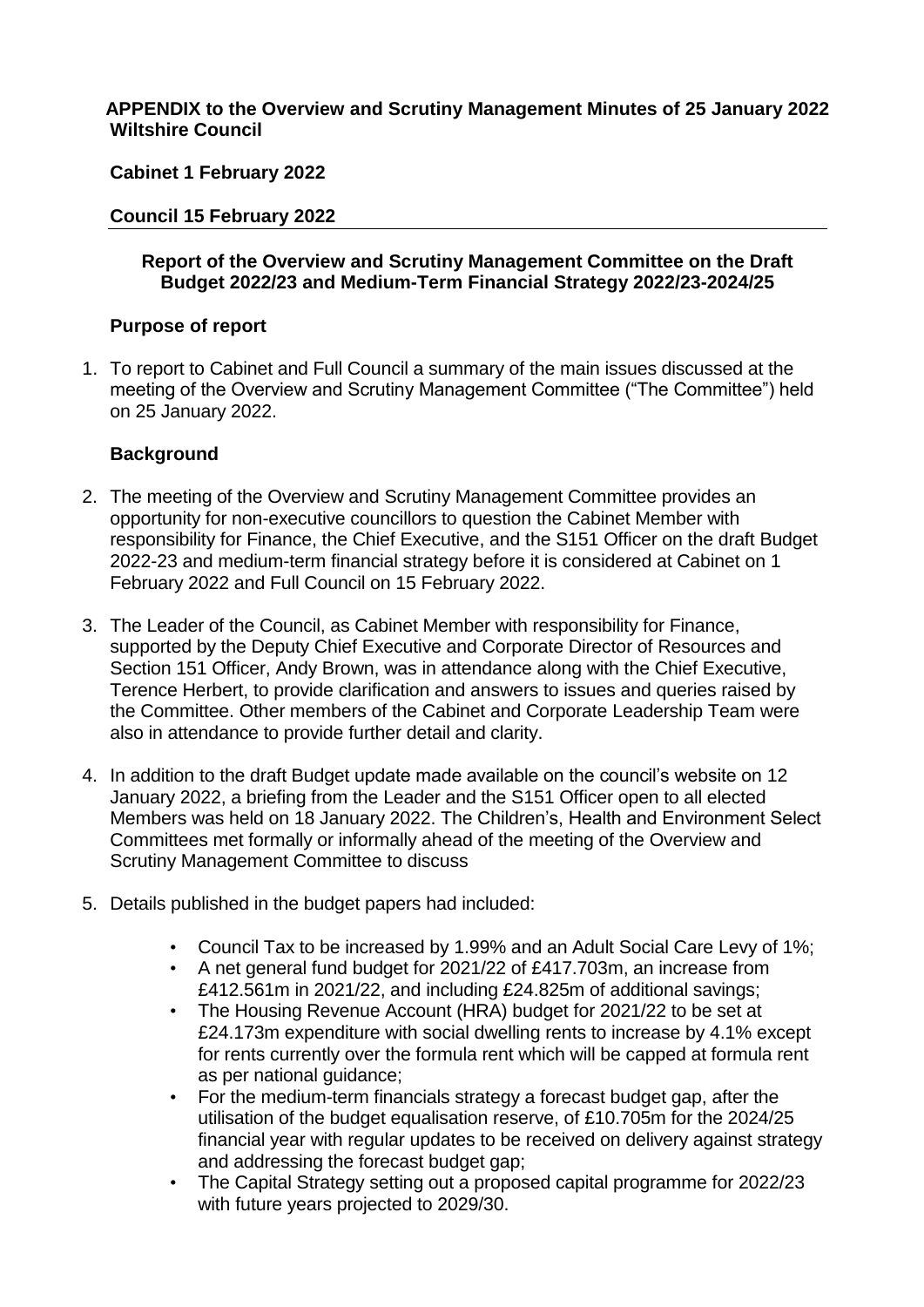**APPENDIX to the Overview and Scrutiny Management Minutes of 25 January 2022**
**Wiltshire Council**

**Cabinet 1 February 2022**

**Council 15 February 2022**

**Report of the Overview and Scrutiny Management Committee on the Draft Budget 2022/23 and Medium-Term Financial Strategy 2022/23-2024/25**

## Purpose of report

1. To report to Cabinet and Full Council a summary of the main issues discussed at the meeting of the Overview and Scrutiny Management Committee ("The Committee") held on 25 January 2022.

## Background

2. The meeting of the Overview and Scrutiny Management Committee provides an opportunity for non-executive councillors to question the Cabinet Member with responsibility for Finance, the Chief Executive, and the S151 Officer on the draft Budget 2022-23 and medium-term financial strategy before it is considered at Cabinet on 1 February 2022 and Full Council on 15 February 2022.

3. The Leader of the Council, as Cabinet Member with responsibility for Finance, supported by the Deputy Chief Executive and Corporate Director of Resources and Section 151 Officer, Andy Brown, was in attendance along with the Chief Executive, Terence Herbert, to provide clarification and answers to issues and queries raised by the Committee. Other members of the Cabinet and Corporate Leadership Team were also in attendance to provide further detail and clarity.

4. In addition to the draft Budget update made available on the council's website on 12 January 2022, a briefing from the Leader and the S151 Officer open to all elected Members was held on 18 January 2022. The Children's, Health and Environment Select Committees met formally or informally ahead of the meeting of the Overview and Scrutiny Management Committee to discuss

5. Details published in the budget papers had included:

   - Council Tax to be increased by 1.99% and an Adult Social Care Levy of 1%;
   - A net general fund budget for 2021/22 of £417.703m, an increase from £412.561m in 2021/22, and including £24.825m of additional savings;
   - The Housing Revenue Account (HRA) budget for 2021/22 to be set at £24.173m expenditure with social dwelling rents to increase by 4.1% except for rents currently over the formula rent which will be capped at formula rent as per national guidance;
   - For the medium-term financials strategy a forecast budget gap, after the utilisation of the budget equalisation reserve, of £10.705m for the 2024/25 financial year with regular updates to be received on delivery against strategy and addressing the forecast budget gap;
   - The Capital Strategy setting out a proposed capital programme for 2022/23 with future years projected to 2029/30.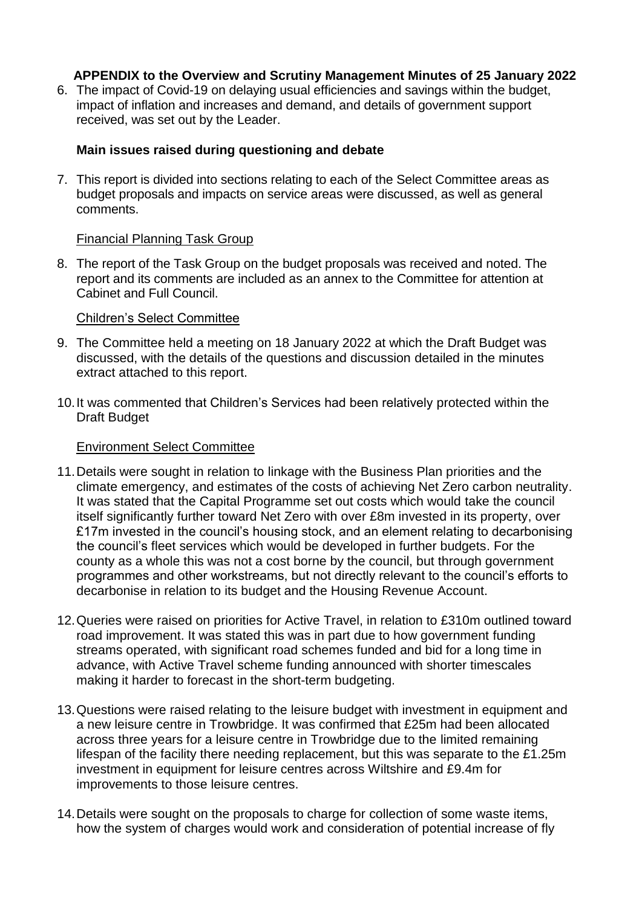**APPENDIX to the Overview and Scrutiny Management Minutes of 25 January 2022**

6. The impact of Covid-19 on delaying usual efficiencies and savings within the budget, impact of inflation and increases and demand, and details of government support received, was set out by the Leader.

**Main issues raised during questioning and debate**

7. This report is divided into sections relating to each of the Select Committee areas as budget proposals and impacts on service areas were discussed, as well as general comments.

Financial Planning Task Group

8. The report of the Task Group on the budget proposals was received and noted. The report and its comments are included as an annex to the Committee for attention at Cabinet and Full Council.

Children's Select Committee

9. The Committee held a meeting on 18 January 2022 at which the Draft Budget was discussed, with the details of the questions and discussion detailed in the minutes extract attached to this report.

10. It was commented that Children's Services had been relatively protected within the Draft Budget

Environment Select Committee

11. Details were sought in relation to linkage with the Business Plan priorities and the climate emergency, and estimates of the costs of achieving Net Zero carbon neutrality. It was stated that the Capital Programme set out costs which would take the council itself significantly further toward Net Zero with over £8m invested in its property, over £17m invested in the council's housing stock, and an element relating to decarbonising the council's fleet services which would be developed in further budgets. For the county as a whole this was not a cost borne by the council, but through government programmes and other workstreams, but not directly relevant to the council's efforts to decarbonise in relation to its budget and the Housing Revenue Account.

12. Queries were raised on priorities for Active Travel, in relation to £310m outlined toward road improvement. It was stated this was in part due to how government funding streams operated, with significant road schemes funded and bid for a long time in advance, with Active Travel scheme funding announced with shorter timescales making it harder to forecast in the short-term budgeting.

13. Questions were raised relating to the leisure budget with investment in equipment and a new leisure centre in Trowbridge. It was confirmed that £25m had been allocated across three years for a leisure centre in Trowbridge due to the limited remaining lifespan of the facility there needing replacement, but this was separate to the £1.25m investment in equipment for leisure centres across Wiltshire and £9.4m for improvements to those leisure centres.

14. Details were sought on the proposals to charge for collection of some waste items, how the system of charges would work and consideration of potential increase of fly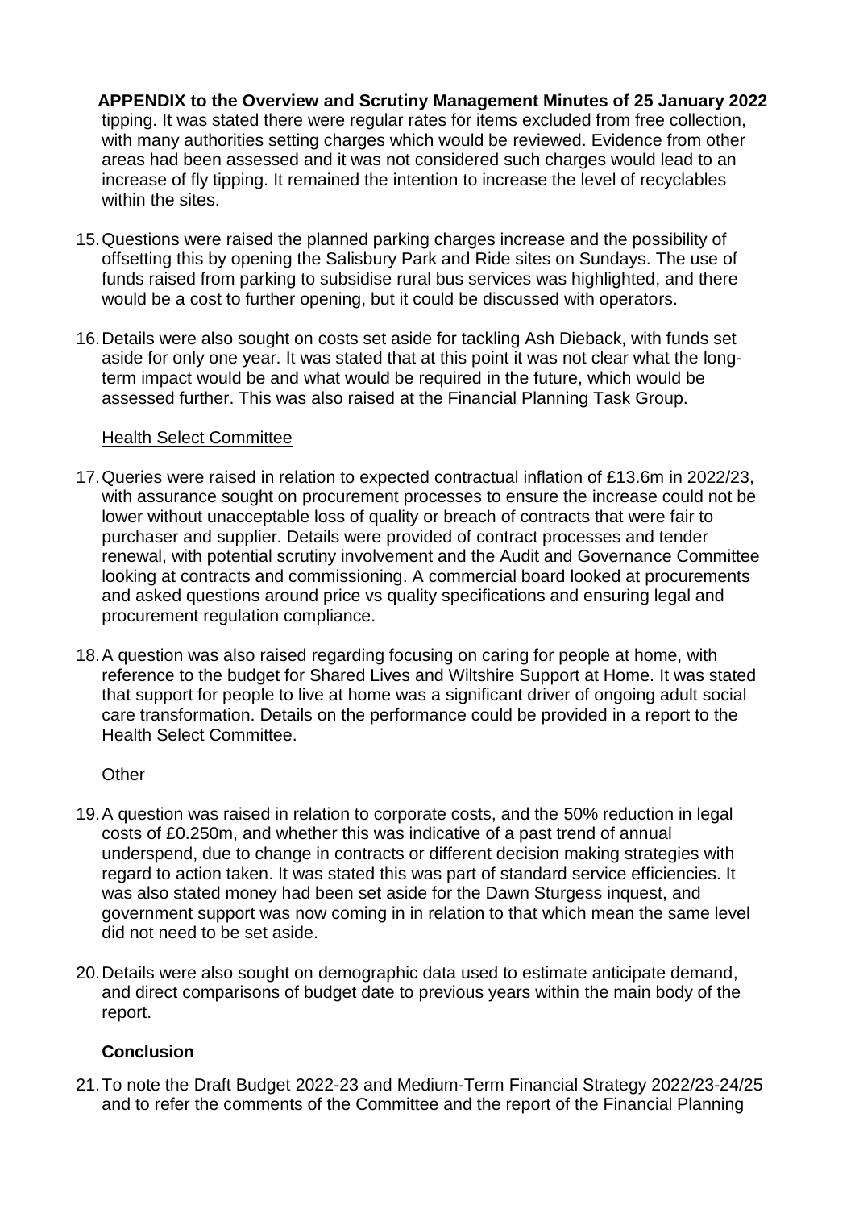tipping. It was stated there were regular rates for items excluded from free collection, with many authorities setting charges which would be reviewed. Evidence from other areas had been assessed and it was not considered such charges would lead to an increase of fly tipping. It remained the intention to increase the level of recyclables within the sites.

15. Questions were raised the planned parking charges increase and the possibility of offsetting this by opening the Salisbury Park and Ride sites on Sundays. The use of funds raised from parking to subsidise rural bus services was highlighted, and there would be a cost to further opening, but it could be discussed with operators.

16. Details were also sought on costs set aside for tackling Ash Dieback, with funds set aside for only one year. It was stated that at this point it was not clear what the long-term impact would be and what would be required in the future, which would be assessed further. This was also raised at the Financial Planning Task Group.

Health Select Committee

17. Queries were raised in relation to expected contractual inflation of £13.6m in 2022/23, with assurance sought on procurement processes to ensure the increase could not be lower without unacceptable loss of quality or breach of contracts that were fair to purchaser and supplier. Details were provided of contract processes and tender renewal, with potential scrutiny involvement and the Audit and Governance Committee looking at contracts and commissioning. A commercial board looked at procurements and asked questions around price vs quality specifications and ensuring legal and procurement regulation compliance.

18. A question was also raised regarding focusing on caring for people at home, with reference to the budget for Shared Lives and Wiltshire Support at Home. It was stated that support for people to live at home was a significant driver of ongoing adult social care transformation. Details on the performance could be provided in a report to the Health Select Committee.

Other

19. A question was raised in relation to corporate costs, and the 50% reduction in legal costs of £0.250m, and whether this was indicative of a past trend of annual underspend, due to change in contracts or different decision making strategies with regard to action taken. It was stated this was part of standard service efficiencies. It was also stated money had been set aside for the Dawn Sturgess inquest, and government support was now coming in in relation to that which mean the same level did not need to be set aside.

20. Details were also sought on demographic data used to estimate anticipate demand, and direct comparisons of budget date to previous years within the main body of the report.

**Conclusion**

21. To note the Draft Budget 2022-23 and Medium-Term Financial Strategy 2022/23-24/25 and to refer the comments of the Committee and the report of the Financial Planning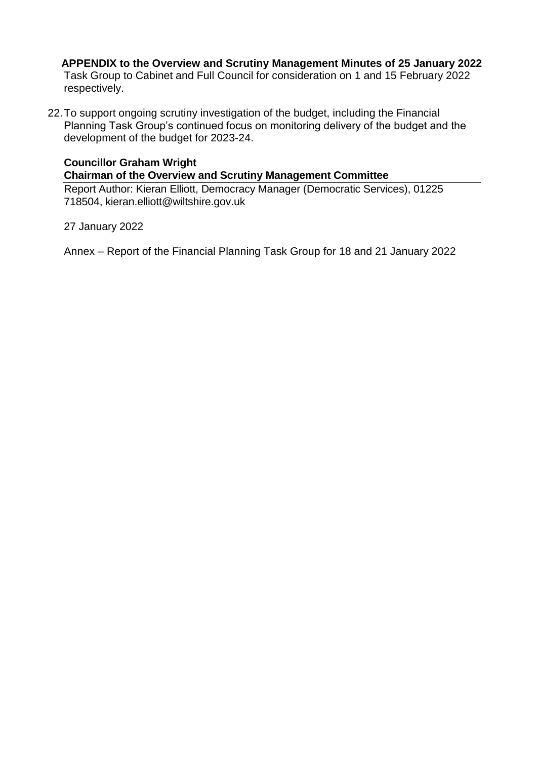**APPENDIX to the Overview and Scrutiny Management Minutes of 25 January 2022**

Task Group to Cabinet and Full Council for consideration on 1 and 15 February 2022 respectively.

22. To support ongoing scrutiny investigation of the budget, including the Financial Planning Task Group's continued focus on monitoring delivery of the budget and the development of the budget for 2023-24.

**Councillor Graham Wright**
**Chairman of the Overview and Scrutiny Management Committee**

Report Author: Kieran Elliott, Democracy Manager (Democratic Services), 01225 718504, kieran.elliott@wiltshire.gov.uk

27 January 2022

Annex – Report of the Financial Planning Task Group for 18 and 21 January 2022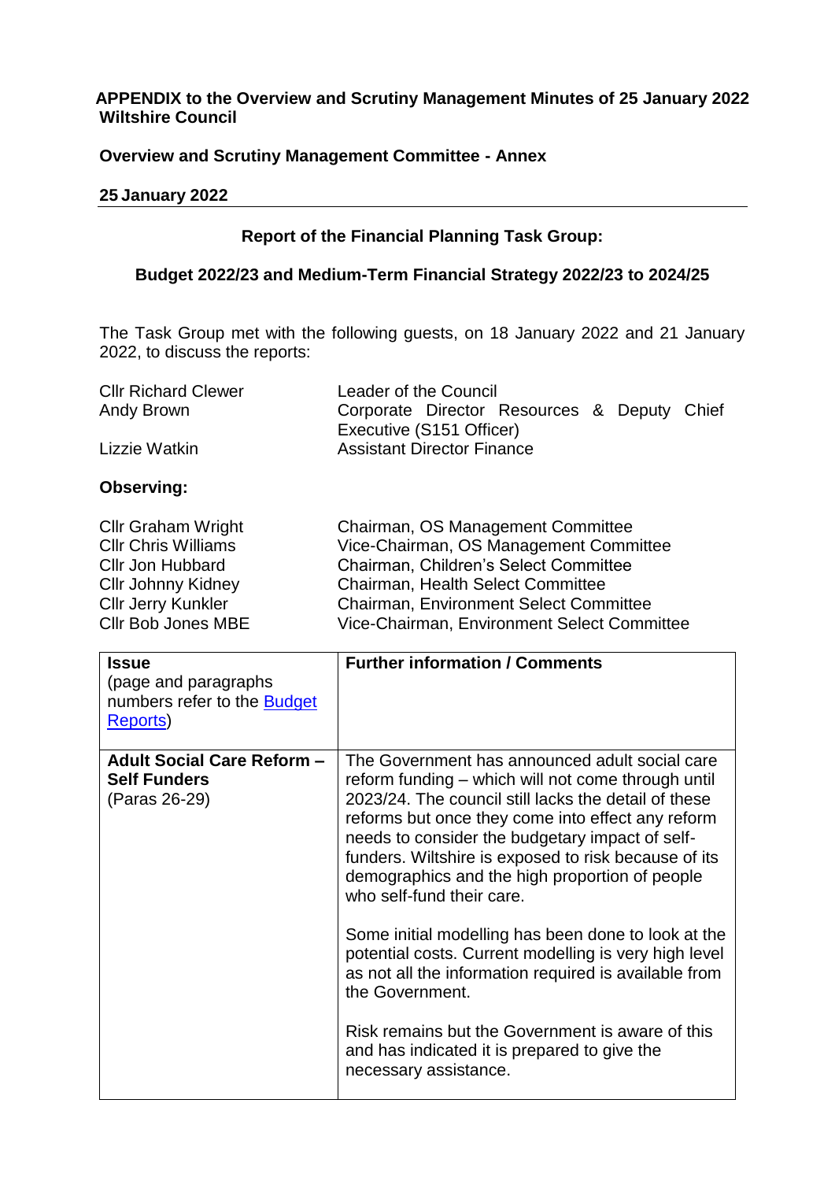**APPENDIX to the Overview and Scrutiny Management Minutes of 25 January 2022**
**Wiltshire Council**

**Overview and Scrutiny Management Committee - Annex**

**25 January 2022**

**Report of the Financial Planning Task Group:**

**Budget 2022/23 and Medium-Term Financial Strategy 2022/23 to 2024/25**

The Task Group met with the following guests, on 18 January 2022 and 21 January 2022, to discuss the reports:

| | |
|---|---|
| Cllr Richard Clewer | Leader of the Council |
| Andy Brown | Corporate Director Resources & Deputy Chief Executive (S151 Officer) |
| Lizzie Watkin | Assistant Director Finance |

**Observing:**

| | |
|---|---|
| Cllr Graham Wright | Chairman, OS Management Committee |
| Cllr Chris Williams | Vice-Chairman, OS Management Committee |
| Cllr Jon Hubbard | Chairman, Children's Select Committee |
| Cllr Johnny Kidney | Chairman, Health Select Committee |
| Cllr Jerry Kunkler | Chairman, Environment Select Committee |
| Cllr Bob Jones MBE | Vice-Chairman, Environment Select Committee |

| **Issue** (page and paragraphs numbers refer to the Budget Reports) | **Further information / Comments** |
|---|---|
| **Adult Social Care Reform – Self Funders** (Paras 26-29) | The Government has announced adult social care reform funding – which will not come through until 2023/24. The council still lacks the detail of these reforms but once they come into effect any reform needs to consider the budgetary impact of self-funders. Wiltshire is exposed to risk because of its demographics and the high proportion of people who self-fund their care.<br><br>Some initial modelling has been done to look at the potential costs. Current modelling is very high level as not all the information required is available from the Government.<br><br>Risk remains but the Government is aware of this and has indicated it is prepared to give the necessary assistance. |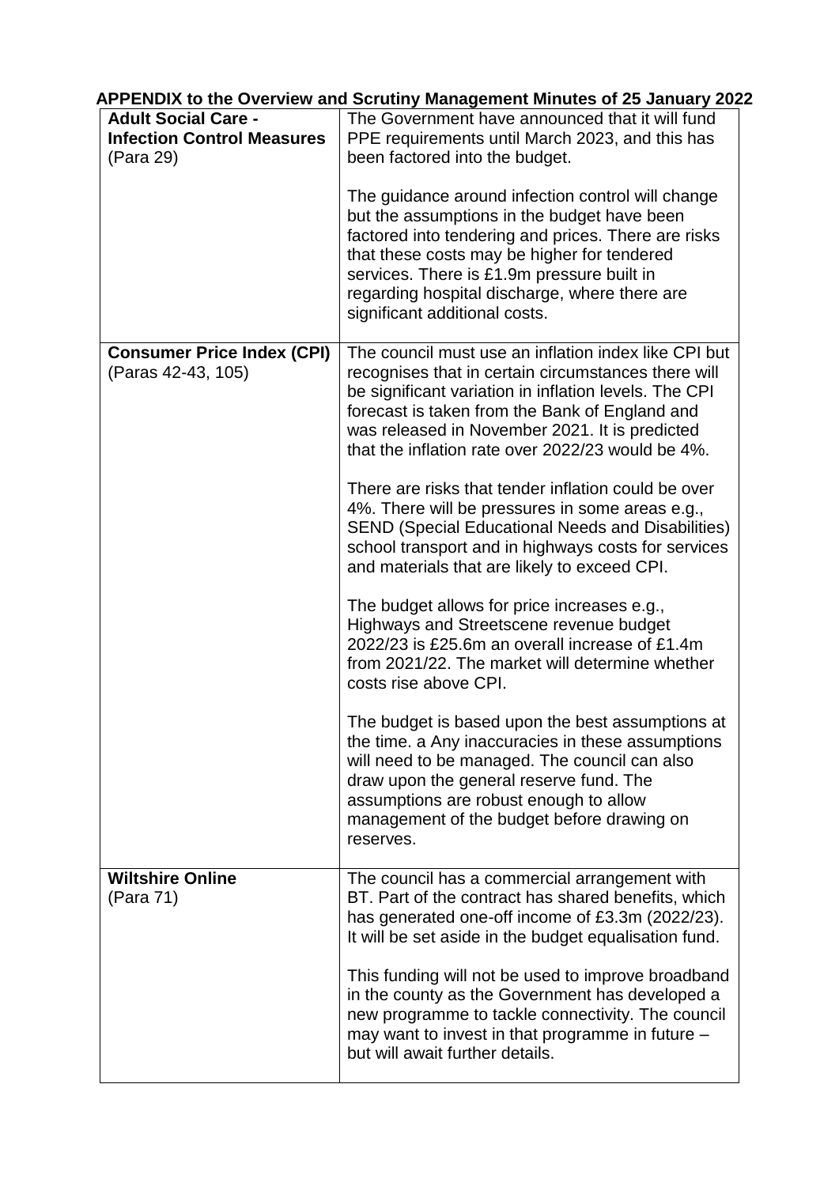**APPENDIX to the Overview and Scrutiny Management Minutes of 25 January 2022**

| | |
|---|---|
| **Adult Social Care - Infection Control Measures** (Para 29) | The Government have announced that it will fund PPE requirements until March 2023, and this has been factored into the budget.<br><br>The guidance around infection control will change but the assumptions in the budget have been factored into tendering and prices. There are risks that these costs may be higher for tendered services. There is £1.9m pressure built in regarding hospital discharge, where there are significant additional costs. |
| **Consumer Price Index (CPI)** (Paras 42-43, 105) | The council must use an inflation index like CPI but recognises that in certain circumstances there will be significant variation in inflation levels. The CPI forecast is taken from the Bank of England and was released in November 2021. It is predicted that the inflation rate over 2022/23 would be 4%.<br><br>There are risks that tender inflation could be over 4%. There will be pressures in some areas e.g., SEND (Special Educational Needs and Disabilities) school transport and in highways costs for services and materials that are likely to exceed CPI.<br><br>The budget allows for price increases e.g., Highways and Streetscene revenue budget 2022/23 is £25.6m an overall increase of £1.4m from 2021/22. The market will determine whether costs rise above CPI.<br><br>The budget is based upon the best assumptions at the time. a Any inaccuracies in these assumptions will need to be managed. The council can also draw upon the general reserve fund. The assumptions are robust enough to allow management of the budget before drawing on reserves. |
| **Wiltshire Online** (Para 71) | The council has a commercial arrangement with BT. Part of the contract has shared benefits, which has generated one-off income of £3.3m (2022/23). It will be set aside in the budget equalisation fund.<br><br>This funding will not be used to improve broadband in the county as the Government has developed a new programme to tackle connectivity. The council may want to invest in that programme in future – but will await further details. |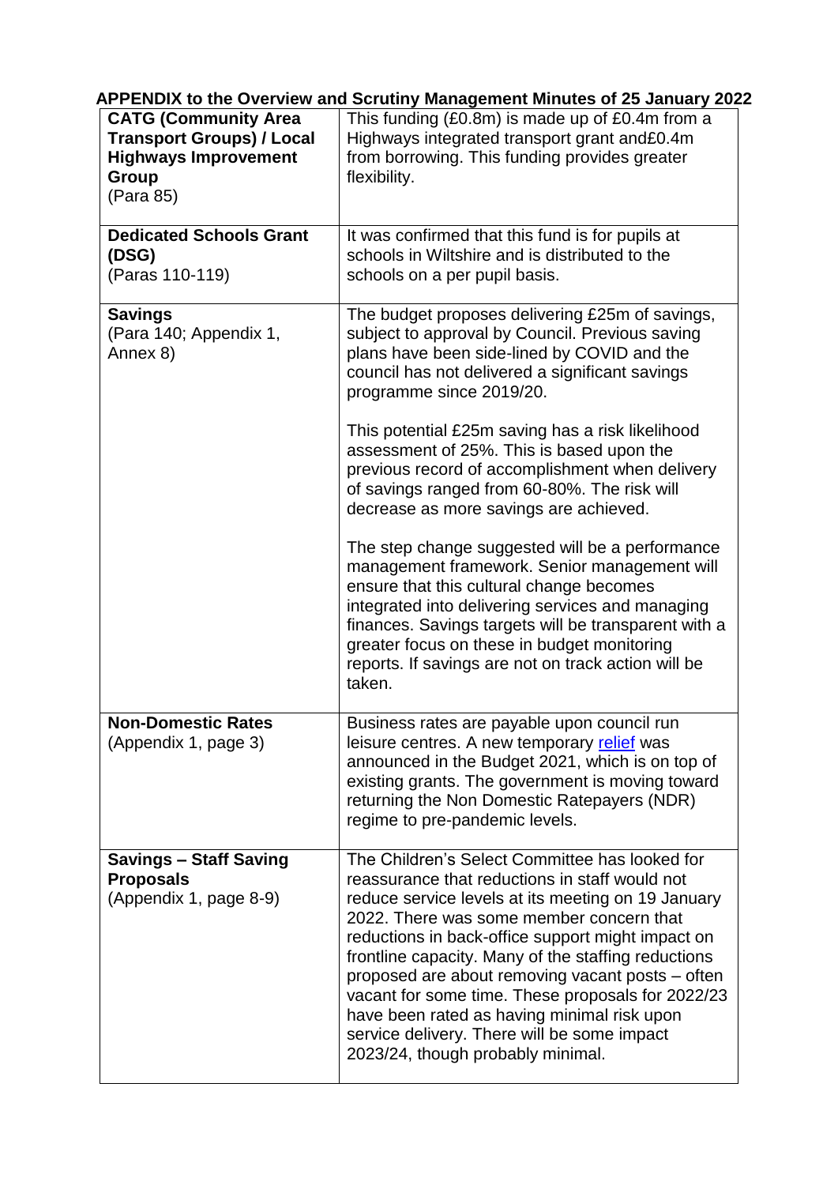**APPENDIX to the Overview and Scrutiny Management Minutes of 25 January 2022**

| | |
|---|---|
| **CATG (Community Area Transport Groups) / Local Highways Improvement Group** (Para 85) | This funding (£0.8m) is made up of £0.4m from a Highways integrated transport grant and£0.4m from borrowing. This funding provides greater flexibility. |
| **Dedicated Schools Grant (DSG)** (Paras 110-119) | It was confirmed that this fund is for pupils at schools in Wiltshire and is distributed to the schools on a per pupil basis. |
| **Savings** (Para 140; Appendix 1, Annex 8) | The budget proposes delivering £25m of savings, subject to approval by Council. Previous saving plans have been side-lined by COVID and the council has not delivered a significant savings programme since 2019/20.<br><br>This potential £25m saving has a risk likelihood assessment of 25%. This is based upon the previous record of accomplishment when delivery of savings ranged from 60-80%. The risk will decrease as more savings are achieved.<br><br>The step change suggested will be a performance management framework. Senior management will ensure that this cultural change becomes integrated into delivering services and managing finances. Savings targets will be transparent with a greater focus on these in budget monitoring reports. If savings are not on track action will be taken. |
| **Non-Domestic Rates** (Appendix 1, page 3) | Business rates are payable upon council run leisure centres. A new temporary relief was announced in the Budget 2021, which is on top of existing grants. The government is moving toward returning the Non Domestic Ratepayers (NDR) regime to pre-pandemic levels. |
| **Savings – Staff Saving Proposals** (Appendix 1, page 8-9) | The Children's Select Committee has looked for reassurance that reductions in staff would not reduce service levels at its meeting on 19 January 2022. There was some member concern that reductions in back-office support might impact on frontline capacity. Many of the staffing reductions proposed are about removing vacant posts – often vacant for some time. These proposals for 2022/23 have been rated as having minimal risk upon service delivery. There will be some impact 2023/24, though probably minimal. |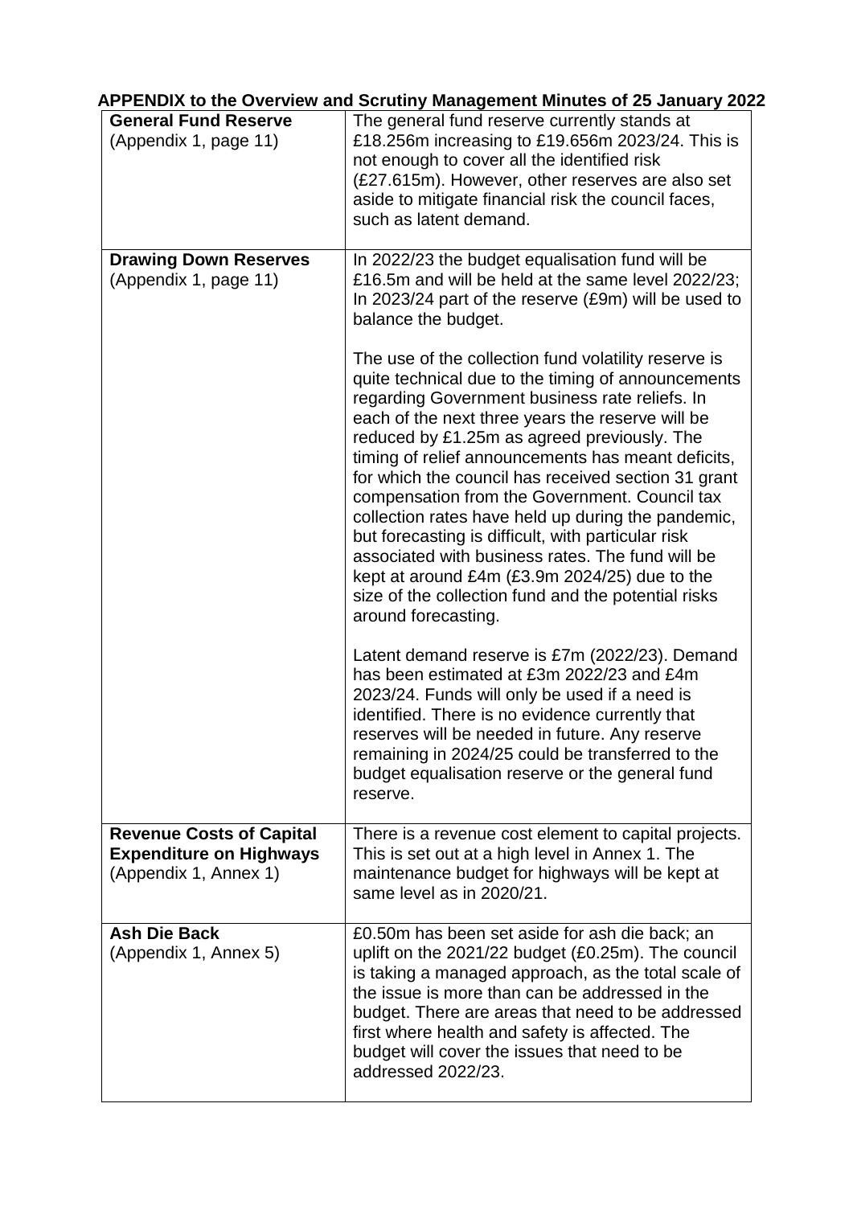**APPENDIX to the Overview and Scrutiny Management Minutes of 25 January 2022**

| | |
|---|---|
| **General Fund Reserve**<br>(Appendix 1, page 11) | The general fund reserve currently stands at £18.256m increasing to £19.656m 2023/24. This is not enough to cover all the identified risk (£27.615m). However, other reserves are also set aside to mitigate financial risk the council faces, such as latent demand. |
| **Drawing Down Reserves**<br>(Appendix 1, page 11) | In 2022/23 the budget equalisation fund will be £16.5m and will be held at the same level 2022/23; In 2023/24 part of the reserve (£9m) will be used to balance the budget.<br><br>The use of the collection fund volatility reserve is quite technical due to the timing of announcements regarding Government business rate reliefs. In each of the next three years the reserve will be reduced by £1.25m as agreed previously. The timing of relief announcements has meant deficits, for which the council has received section 31 grant compensation from the Government. Council tax collection rates have held up during the pandemic, but forecasting is difficult, with particular risk associated with business rates. The fund will be kept at around £4m (£3.9m 2024/25) due to the size of the collection fund and the potential risks around forecasting.<br><br>Latent demand reserve is £7m (2022/23). Demand has been estimated at £3m 2022/23 and £4m 2023/24. Funds will only be used if a need is identified. There is no evidence currently that reserves will be needed in future. Any reserve remaining in 2024/25 could be transferred to the budget equalisation reserve or the general fund reserve. |
| **Revenue Costs of Capital Expenditure on Highways**<br>(Appendix 1, Annex 1) | There is a revenue cost element to capital projects. This is set out at a high level in Annex 1. The maintenance budget for highways will be kept at same level as in 2020/21. |
| **Ash Die Back**<br>(Appendix 1, Annex 5) | £0.50m has been set aside for ash die back; an uplift on the 2021/22 budget (£0.25m). The council is taking a managed approach, as the total scale of the issue is more than can be addressed in the budget. There are areas that need to be addressed first where health and safety is affected. The budget will cover the issues that need to be addressed 2022/23. |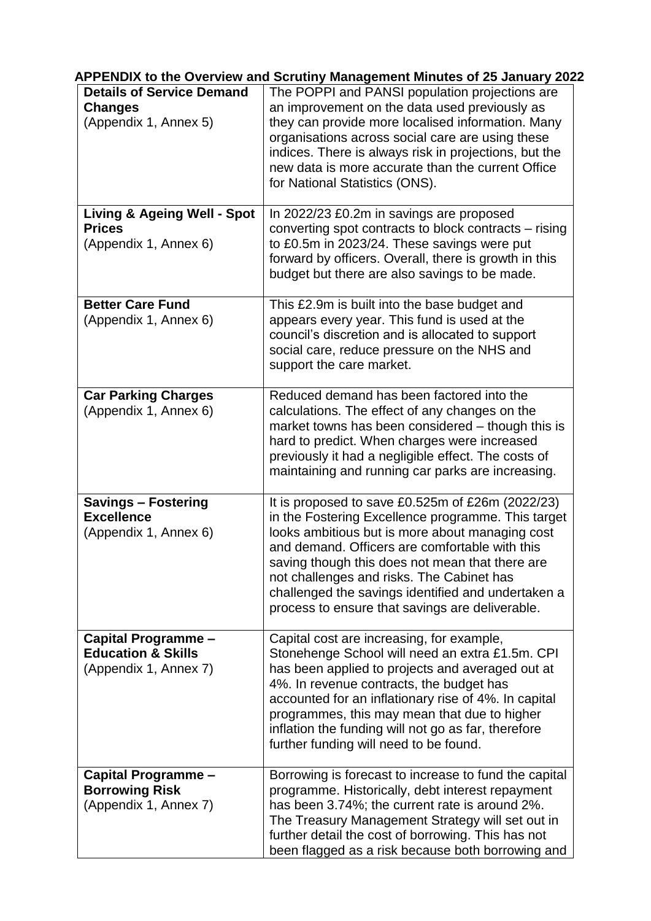**APPENDIX to the Overview and Scrutiny Management Minutes of 25 January 2022**

| | |
|---|---|
| **Details of Service Demand Changes** (Appendix 1, Annex 5) | The POPPI and PANSI population projections are an improvement on the data used previously as they can provide more localised information. Many organisations across social care are using these indices. There is always risk in projections, but the new data is more accurate than the current Office for National Statistics (ONS). |
| **Living & Ageing Well - Spot Prices** (Appendix 1, Annex 6) | In 2022/23 £0.2m in savings are proposed converting spot contracts to block contracts – rising to £0.5m in 2023/24. These savings were put forward by officers. Overall, there is growth in this budget but there are also savings to be made. |
| **Better Care Fund** (Appendix 1, Annex 6) | This £2.9m is built into the base budget and appears every year. This fund is used at the council's discretion and is allocated to support social care, reduce pressure on the NHS and support the care market. |
| **Car Parking Charges** (Appendix 1, Annex 6) | Reduced demand has been factored into the calculations. The effect of any changes on the market towns has been considered – though this is hard to predict. When charges were increased previously it had a negligible effect. The costs of maintaining and running car parks are increasing. |
| **Savings – Fostering Excellence** (Appendix 1, Annex 6) | It is proposed to save £0.525m of £26m (2022/23) in the Fostering Excellence programme. This target looks ambitious but is more about managing cost and demand. Officers are comfortable with this saving though this does not mean that there are not challenges and risks. The Cabinet has challenged the savings identified and undertaken a process to ensure that savings are deliverable. |
| **Capital Programme – Education & Skills** (Appendix 1, Annex 7) | Capital cost are increasing, for example, Stonehenge School will need an extra £1.5m. CPI has been applied to projects and averaged out at 4%. In revenue contracts, the budget has accounted for an inflationary rise of 4%. In capital programmes, this may mean that due to higher inflation the funding will not go as far, therefore further funding will need to be found. |
| **Capital Programme – Borrowing Risk** (Appendix 1, Annex 7) | Borrowing is forecast to increase to fund the capital programme. Historically, debt interest repayment has been 3.74%; the current rate is around 2%. The Treasury Management Strategy will set out in further detail the cost of borrowing. This has not been flagged as a risk because both borrowing and |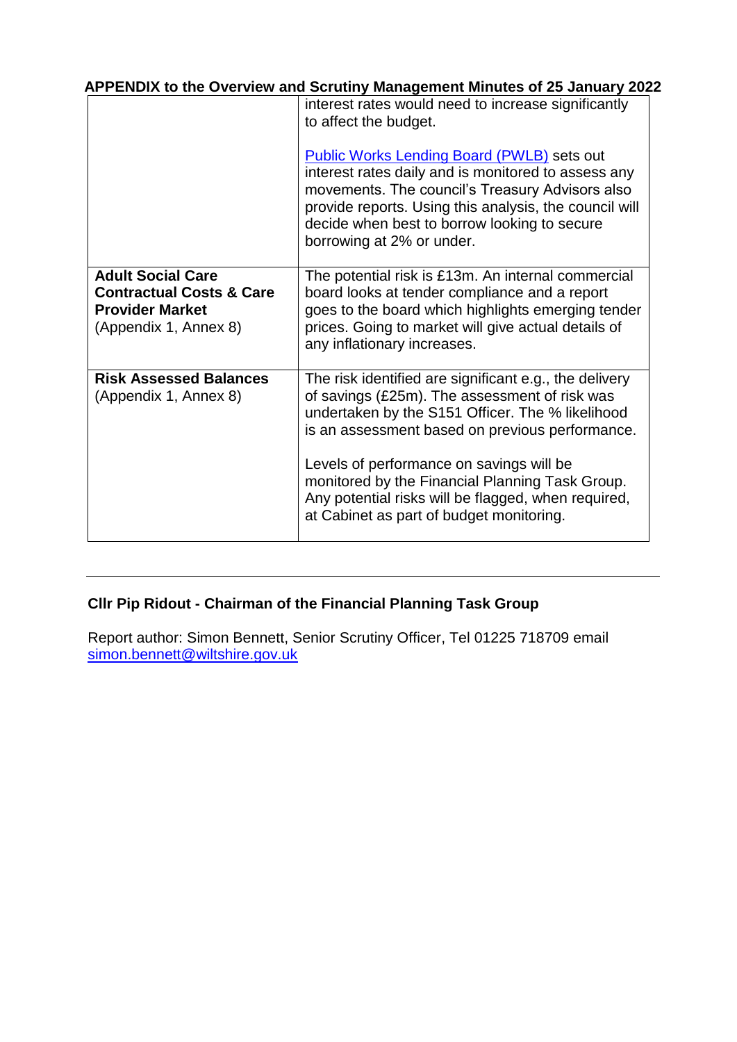**APPENDIX to the Overview and Scrutiny Management Minutes of 25 January 2022**

| | |
|---|---|
| | interest rates would need to increase significantly to affect the budget.<br><br>[Public Works Lending Board (PWLB)](#) sets out interest rates daily and is monitored to assess any movements. The council's Treasury Advisors also provide reports. Using this analysis, the council will decide when best to borrow looking to secure borrowing at 2% or under. |
| **Adult Social Care Contractual Costs & Care Provider Market** (Appendix 1, Annex 8) | The potential risk is £13m. An internal commercial board looks at tender compliance and a report goes to the board which highlights emerging tender prices. Going to market will give actual details of any inflationary increases. |
| **Risk Assessed Balances** (Appendix 1, Annex 8) | The risk identified are significant e.g., the delivery of savings (£25m). The assessment of risk was undertaken by the S151 Officer. The % likelihood is an assessment based on previous performance.<br><br>Levels of performance on savings will be monitored by the Financial Planning Task Group. Any potential risks will be flagged, when required, at Cabinet as part of budget monitoring. |

---

**Cllr Pip Ridout - Chairman of the Financial Planning Task Group**

Report author: Simon Bennett, Senior Scrutiny Officer, Tel 01225 718709 email [simon.bennett@wiltshire.gov.uk](mailto:simon.bennett@wiltshire.gov.uk)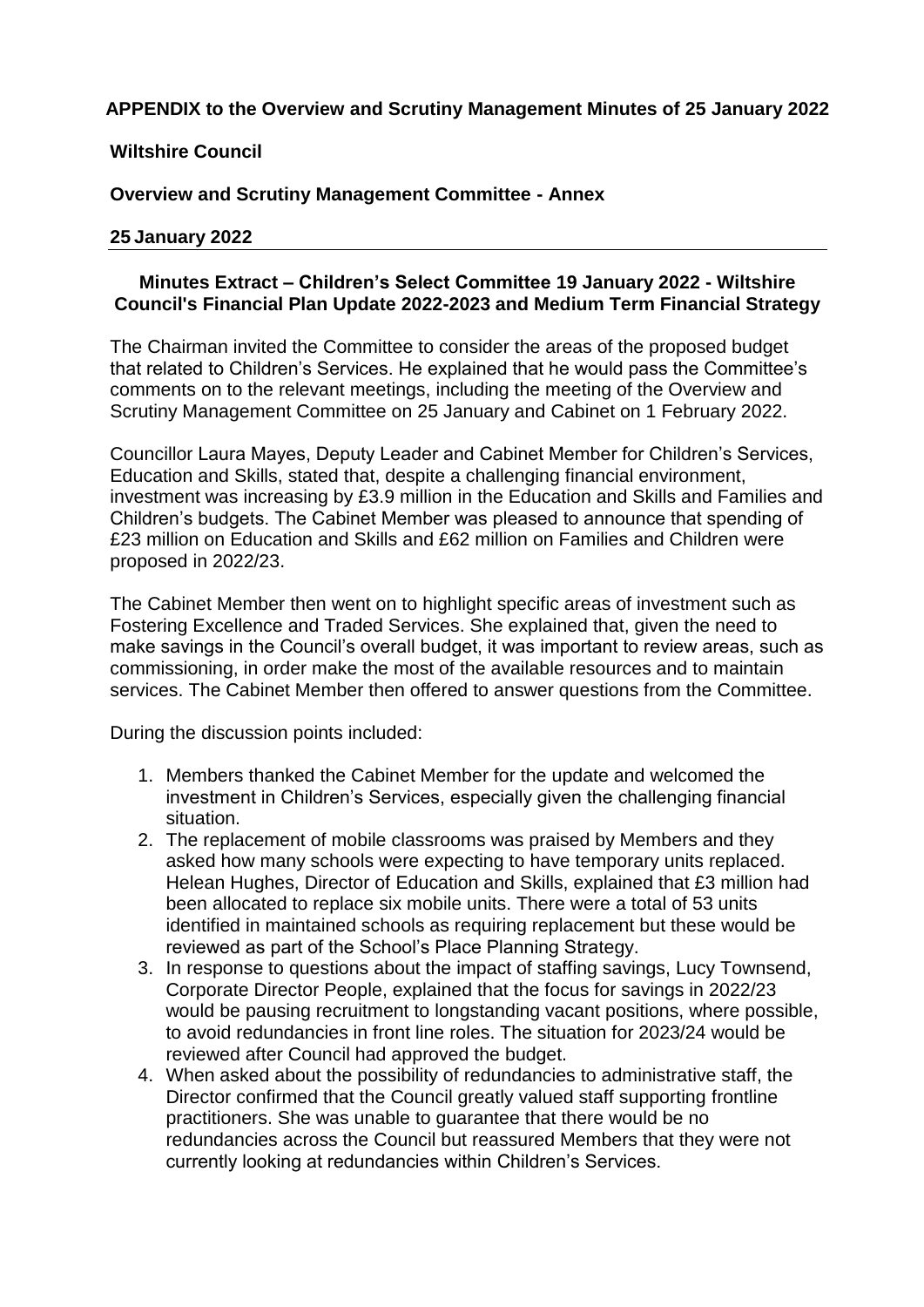**APPENDIX to the Overview and Scrutiny Management Minutes of 25 January 2022**

**Wiltshire Council**

**Overview and Scrutiny Management Committee - Annex**

**25 January 2022**

**Minutes Extract – Children's Select Committee 19 January 2022 - Wiltshire Council's Financial Plan Update 2022-2023 and Medium Term Financial Strategy**

The Chairman invited the Committee to consider the areas of the proposed budget that related to Children's Services. He explained that he would pass the Committee's comments on to the relevant meetings, including the meeting of the Overview and Scrutiny Management Committee on 25 January and Cabinet on 1 February 2022.

Councillor Laura Mayes, Deputy Leader and Cabinet Member for Children's Services, Education and Skills, stated that, despite a challenging financial environment, investment was increasing by £3.9 million in the Education and Skills and Families and Children's budgets. The Cabinet Member was pleased to announce that spending of £23 million on Education and Skills and £62 million on Families and Children were proposed in 2022/23.

The Cabinet Member then went on to highlight specific areas of investment such as Fostering Excellence and Traded Services. She explained that, given the need to make savings in the Council's overall budget, it was important to review areas, such as commissioning, in order make the most of the available resources and to maintain services. The Cabinet Member then offered to answer questions from the Committee.

During the discussion points included:

1. Members thanked the Cabinet Member for the update and welcomed the investment in Children's Services, especially given the challenging financial situation.
2. The replacement of mobile classrooms was praised by Members and they asked how many schools were expecting to have temporary units replaced. Helean Hughes, Director of Education and Skills, explained that £3 million had been allocated to replace six mobile units. There were a total of 53 units identified in maintained schools as requiring replacement but these would be reviewed as part of the School's Place Planning Strategy.
3. In response to questions about the impact of staffing savings, Lucy Townsend, Corporate Director People, explained that the focus for savings in 2022/23 would be pausing recruitment to longstanding vacant positions, where possible, to avoid redundancies in front line roles. The situation for 2023/24 would be reviewed after Council had approved the budget.
4. When asked about the possibility of redundancies to administrative staff, the Director confirmed that the Council greatly valued staff supporting frontline practitioners. She was unable to guarantee that there would be no redundancies across the Council but reassured Members that they were not currently looking at redundancies within Children's Services.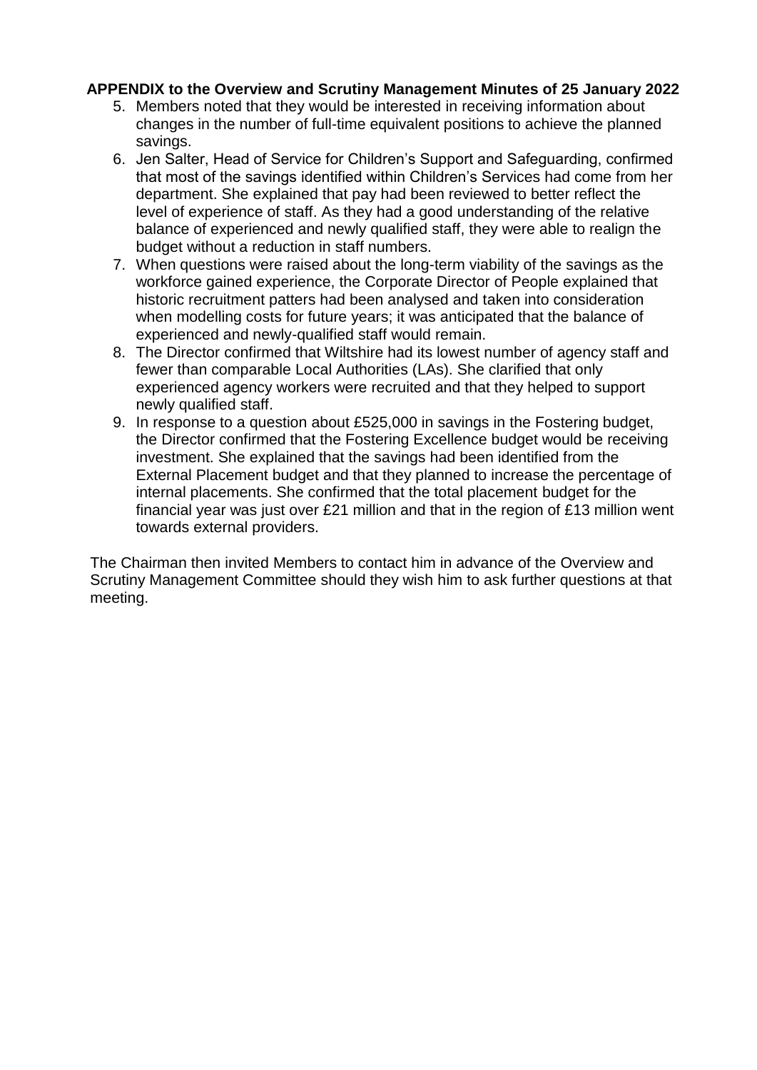**APPENDIX to the Overview and Scrutiny Management Minutes of 25 January 2022**

5. Members noted that they would be interested in receiving information about changes in the number of full-time equivalent positions to achieve the planned savings.
6. Jen Salter, Head of Service for Children's Support and Safeguarding, confirmed that most of the savings identified within Children's Services had come from her department. She explained that pay had been reviewed to better reflect the level of experience of staff. As they had a good understanding of the relative balance of experienced and newly qualified staff, they were able to realign the budget without a reduction in staff numbers.
7. When questions were raised about the long-term viability of the savings as the workforce gained experience, the Corporate Director of People explained that historic recruitment patters had been analysed and taken into consideration when modelling costs for future years; it was anticipated that the balance of experienced and newly-qualified staff would remain.
8. The Director confirmed that Wiltshire had its lowest number of agency staff and fewer than comparable Local Authorities (LAs). She clarified that only experienced agency workers were recruited and that they helped to support newly qualified staff.
9. In response to a question about £525,000 in savings in the Fostering budget, the Director confirmed that the Fostering Excellence budget would be receiving investment. She explained that the savings had been identified from the External Placement budget and that they planned to increase the percentage of internal placements. She confirmed that the total placement budget for the financial year was just over £21 million and that in the region of £13 million went towards external providers.

The Chairman then invited Members to contact him in advance of the Overview and Scrutiny Management Committee should they wish him to ask further questions at that meeting.